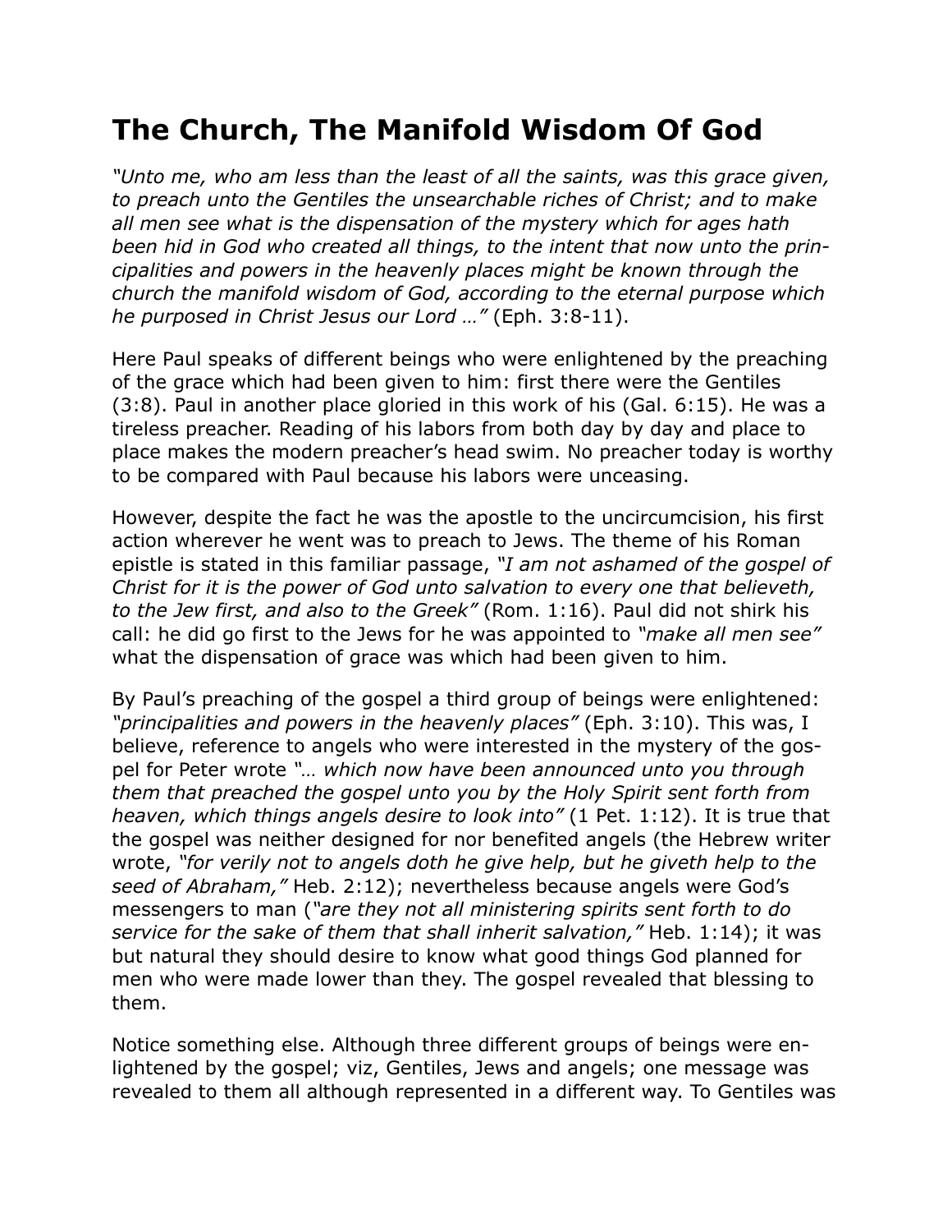# The Church, The Manifold Wisdom Of God

*"Unto me, who am less than the least of all the saints, was this grace given, to preach unto the Gentiles the unsearchable riches of Christ; and to make all men see what is the dispensation of the mystery which for ages hath been hid in God who created all things, to the intent that now unto the principalities and powers in the heavenly places might be known through the church the manifold wisdom of God, according to the eternal purpose which he purposed in Christ Jesus our Lord …"* (Eph. 3:8-11).

Here Paul speaks of different beings who were enlightened by the preaching of the grace which had been given to him: first there were the Gentiles (3:8). Paul in another place gloried in this work of his (Gal. 6:15). He was a tireless preacher. Reading of his labors from both day by day and place to place makes the modern preacher's head swim. No preacher today is worthy to be compared with Paul because his labors were unceasing.

However, despite the fact he was the apostle to the uncircumcision, his first action wherever he went was to preach to Jews. The theme of his Roman epistle is stated in this familiar passage, *"I am not ashamed of the gospel of Christ for it is the power of God unto salvation to every one that believeth, to the Jew first, and also to the Greek"* (Rom. 1:16). Paul did not shirk his call: he did go first to the Jews for he was appointed to *"make all men see"* what the dispensation of grace was which had been given to him.

By Paul's preaching of the gospel a third group of beings were enlightened: *"principalities and powers in the heavenly places"* (Eph. 3:10). This was, I believe, reference to angels who were interested in the mystery of the gospel for Peter wrote *"… which now have been announced unto you through them that preached the gospel unto you by the Holy Spirit sent forth from heaven, which things angels desire to look into"* (1 Pet. 1:12). It is true that the gospel was neither designed for nor benefited angels (the Hebrew writer wrote, *"for verily not to angels doth he give help, but he giveth help to the seed of Abraham,"* Heb. 2:12); nevertheless because angels were God's messengers to man (*"are they not all ministering spirits sent forth to do service for the sake of them that shall inherit salvation,"* Heb. 1:14); it was but natural they should desire to know what good things God planned for men who were made lower than they. The gospel revealed that blessing to them.

Notice something else. Although three different groups of beings were enlightened by the gospel; viz, Gentiles, Jews and angels; one message was revealed to them all although represented in a different way. To Gentiles was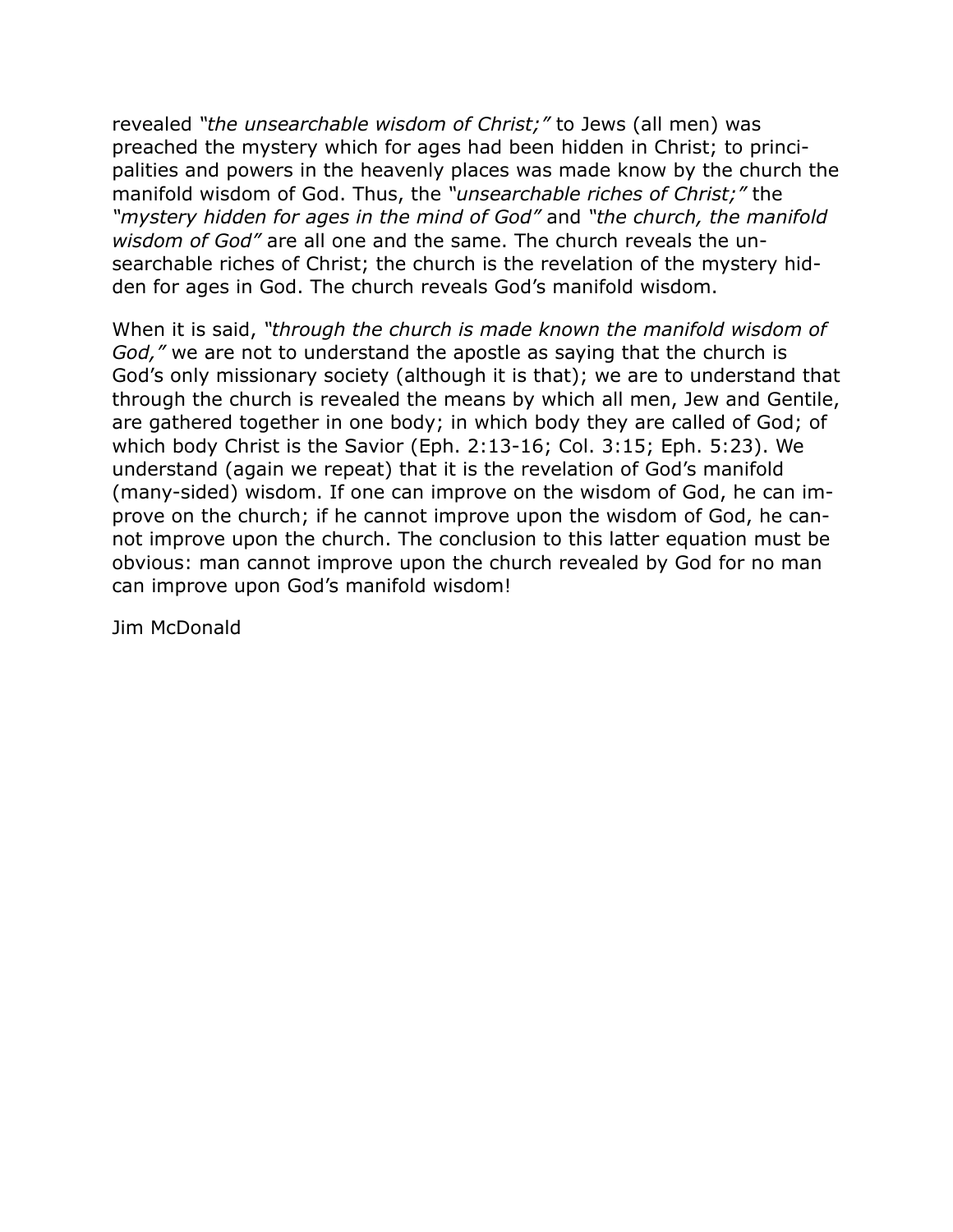revealed *"the unsearchable wisdom of Christ;"* to Jews (all men) was preached the mystery which for ages had been hidden in Christ; to principalities and powers in the heavenly places was made know by the church the manifold wisdom of God. Thus, the *"unsearchable riches of Christ;"* the *"mystery hidden for ages in the mind of God"* and *"the church, the manifold wisdom of God"* are all one and the same. The church reveals the unsearchable riches of Christ; the church is the revelation of the mystery hidden for ages in God. The church reveals God's manifold wisdom.

When it is said, *"through the church is made known the manifold wisdom of God,"* we are not to understand the apostle as saying that the church is God's only missionary society (although it is that); we are to understand that through the church is revealed the means by which all men, Jew and Gentile, are gathered together in one body; in which body they are called of God; of which body Christ is the Savior (Eph. 2:13-16; Col. 3:15; Eph. 5:23). We understand (again we repeat) that it is the revelation of God's manifold (many-sided) wisdom. If one can improve on the wisdom of God, he can improve on the church; if he cannot improve upon the wisdom of God, he cannot improve upon the church. The conclusion to this latter equation must be obvious: man cannot improve upon the church revealed by God for no man can improve upon God's manifold wisdom!

Jim McDonald